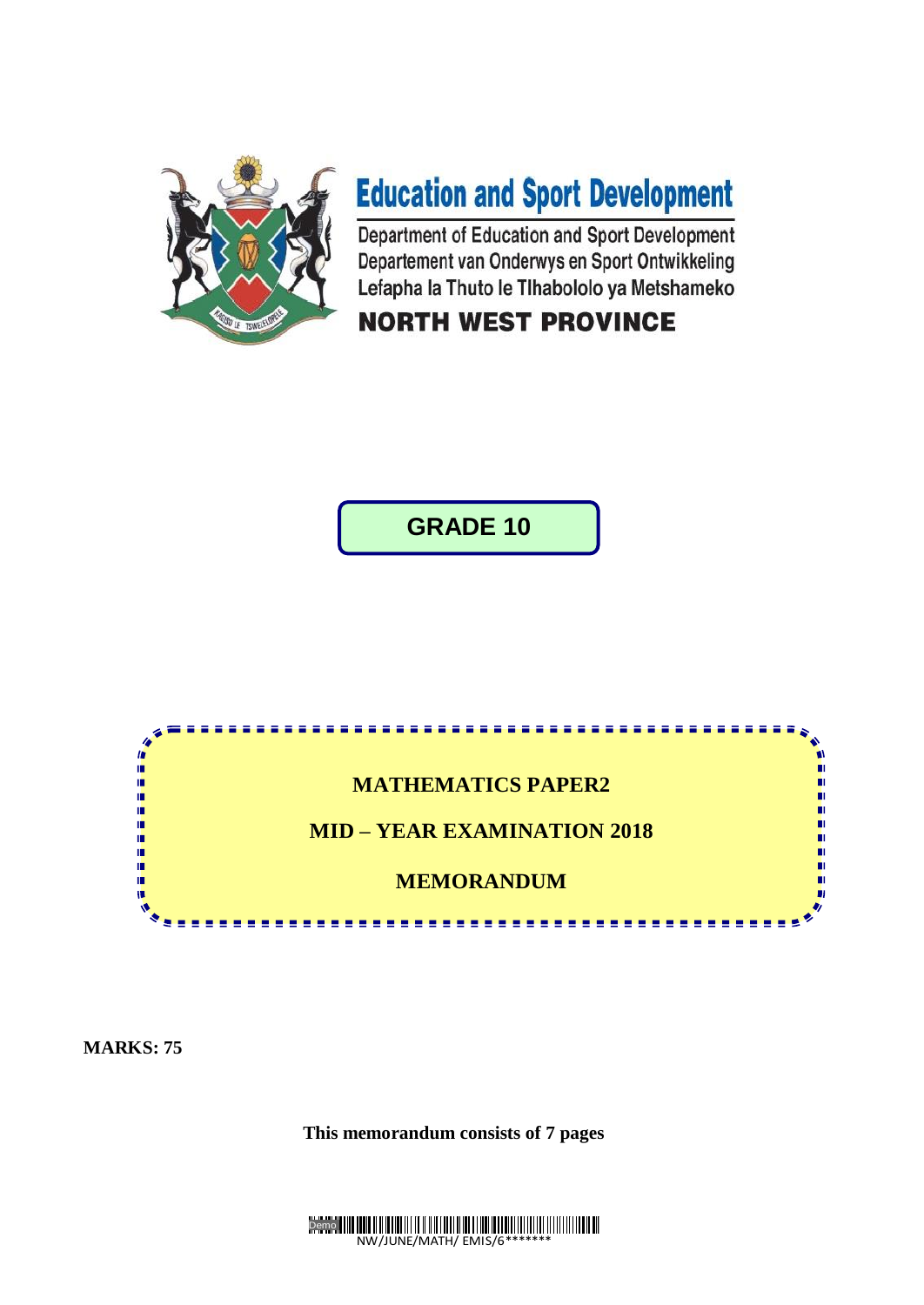# Education and Sport Development

Department of Education and Sport Development
Departement van Onderwys en Sport Ontwikkeling
Lefapha la Thuto le Tlhabololo ya Metshameko

**NORTH WEST PROVINCE**

## GRADE 10

## MATHEMATICS PAPER2

## MID – YEAR EXAMINATION 2018

## MEMORANDUM

**MARKS: 75**

**This memorandum consists of 7 pages**

NW/JUNE/MATH/ EMIS/6*******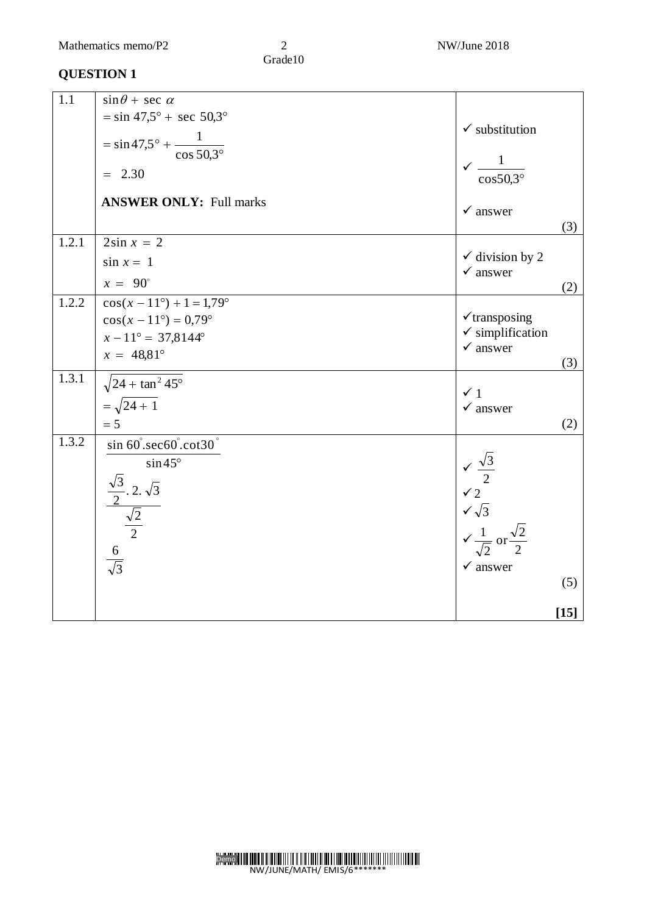## QUESTION 1

| | | |
|---|---|---|
| 1.1 | $\sin\theta + \sec\alpha$<br>$= \sin 47{,}5° + \sec 50{,}3°$<br>$= \sin 47{,}5° + \dfrac{1}{\cos 50{,}3°}$<br>$= 2.30$<br><br>**ANSWER ONLY:** Full marks | ✓ substitution<br>✓ $\dfrac{1}{\cos 50{,}3°}$<br>✓ answer<br>(3) |
| 1.2.1 | $2\sin x = 2$<br>$\sin x = 1$<br>$x = 90°$ | ✓ division by 2<br>✓ answer<br>(2) |
| 1.2.2 | $\cos(x - 11°) + 1 = 1{,}79°$<br>$\cos(x - 11°) = 0{,}79°$<br>$x - 11° = 37{,}8144°$<br>$x = 48{,}81°$ | ✓transposing<br>✓ simplification<br>✓ answer<br>(3) |
| 1.3.1 | $\sqrt{24 + \tan^2 45°}$<br>$= \sqrt{24 + 1}$<br>$= 5$ | ✓ 1<br>✓ answer<br>(2) |
| 1.3.2 | $\dfrac{\sin 60°.\sec 60°.\cot 30°}{\sin 45°}$<br>$\dfrac{\frac{\sqrt{3}}{2}.\,2.\,\sqrt{3}}{\frac{\sqrt{2}}{2}}$<br>$\dfrac{6}{\sqrt{3}}$ | ✓ $\dfrac{\sqrt{3}}{2}$<br>✓ 2<br>✓ $\sqrt{3}$<br>✓ $\dfrac{1}{\sqrt{2}}$ or $\dfrac{\sqrt{2}}{2}$<br>✓ answer<br>(5)<br><br>**[15]** |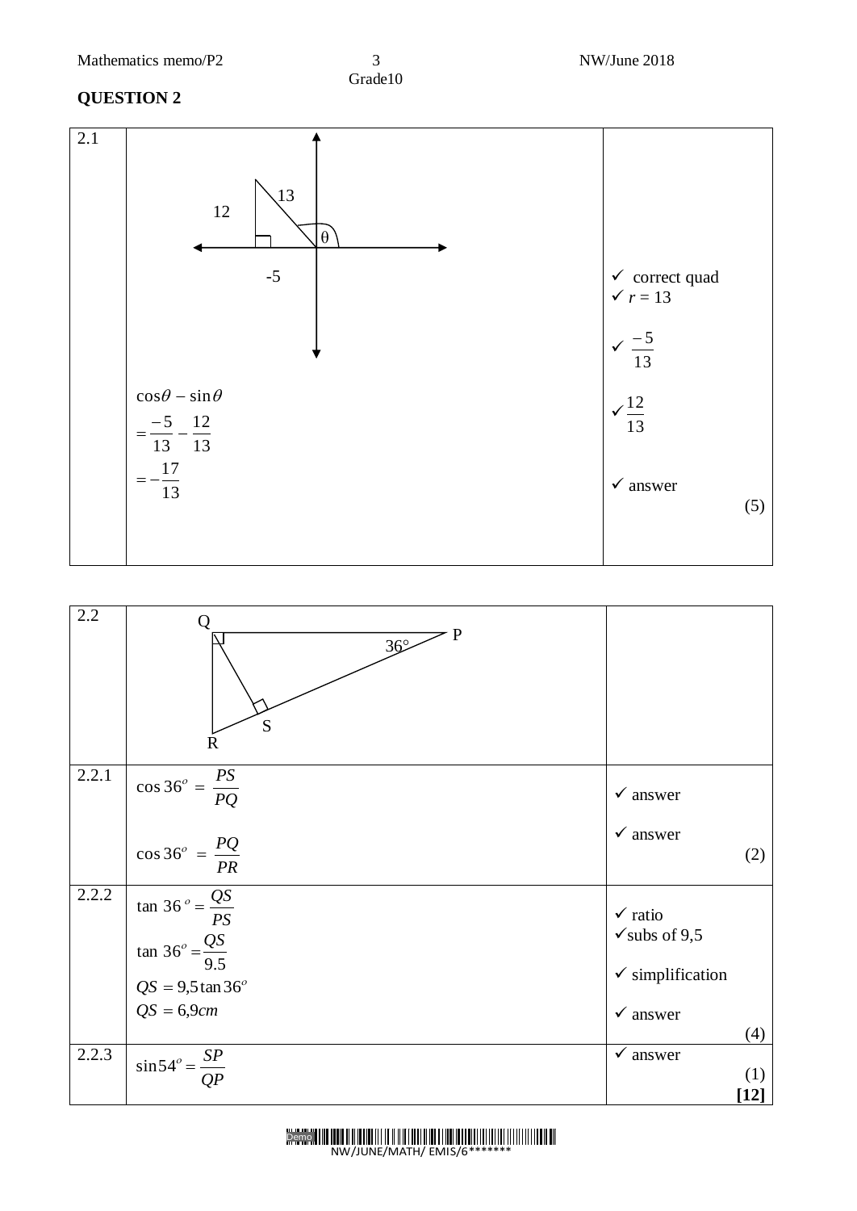## QUESTION 2

| | | |
|---|---|---|
| 2.1 | 12, 13, -5, θ (diagram) | ✓ correct quad<br>✓ $r = 13$ |
| | | ✓ $\frac{-5}{13}$ |
| | $\cos\theta - \sin\theta$ | ✓ $\frac{12}{13}$ |
| | $= \frac{-5}{13} - \frac{12}{13}$ | |
| | $= -\frac{17}{13}$ | ✓ answer (5) |

| | | |
|---|---|---|
| 2.2 | Q, P, 36°, S, R (diagram) | |
| 2.2.1 | $\cos 36^o = \frac{PS}{PQ}$ | ✓ answer |
| | $\cos 36^o = \frac{PQ}{PR}$ | ✓ answer (2) |
| 2.2.2 | $\tan 36^o = \frac{QS}{PS}$ | ✓ ratio |
| | $\tan 36^o = \frac{QS}{9.5}$ | ✓subs of 9,5 |
| | $QS = 9{,}5 \tan 36^o$ | ✓ simplification |
| | $QS = 6{,}9 cm$ | ✓ answer (4) |
| 2.2.3 | $\sin 54^o = \frac{SP}{QP}$ | ✓ answer (1) **[12]** |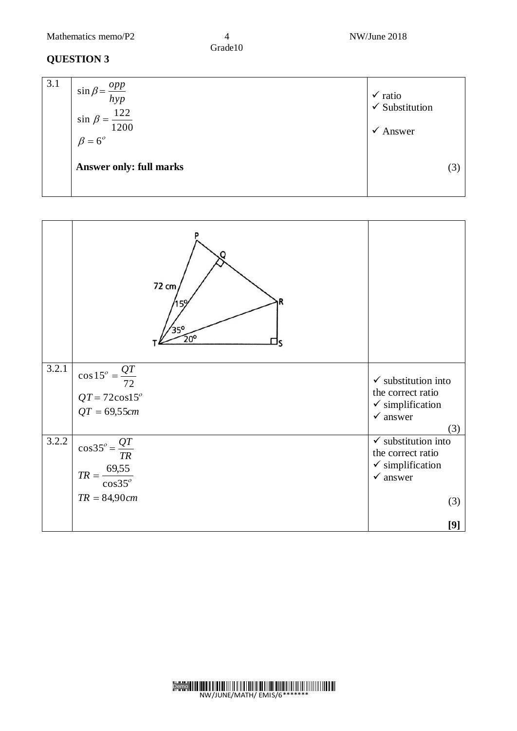## QUESTION 3

| | | |
|---|---|---|
| 3.1 | $\sin\beta = \frac{opp}{hyp}$<br>$\sin\beta = \frac{122}{1200}$<br>$\beta = 6^o$<br><br>**Answer only: full marks** | ✓ ratio<br>✓ Substitution<br><br>✓ Answer<br><br>(3) |

| | | |
|---|---|---|
| | P, Q, R, S, T; 72 cm; 15°; 35°; 20° | |
| 3.2.1 | $\cos 15^o = \frac{QT}{72}$<br>$QT = 72\cos 15^o$<br>$QT = 69{,}55cm$ | ✓ substitution into the correct ratio<br>✓ simplification<br>✓ answer<br>(3) |
| 3.2.2 | $\cos 35^o = \frac{QT}{TR}$<br>$TR = \frac{69{,}55}{\cos 35^o}$<br>$TR = 84{,}90cm$ | ✓ substitution into the correct ratio<br>✓ simplification<br>✓ answer<br><br>(3)<br><br>**[9]** |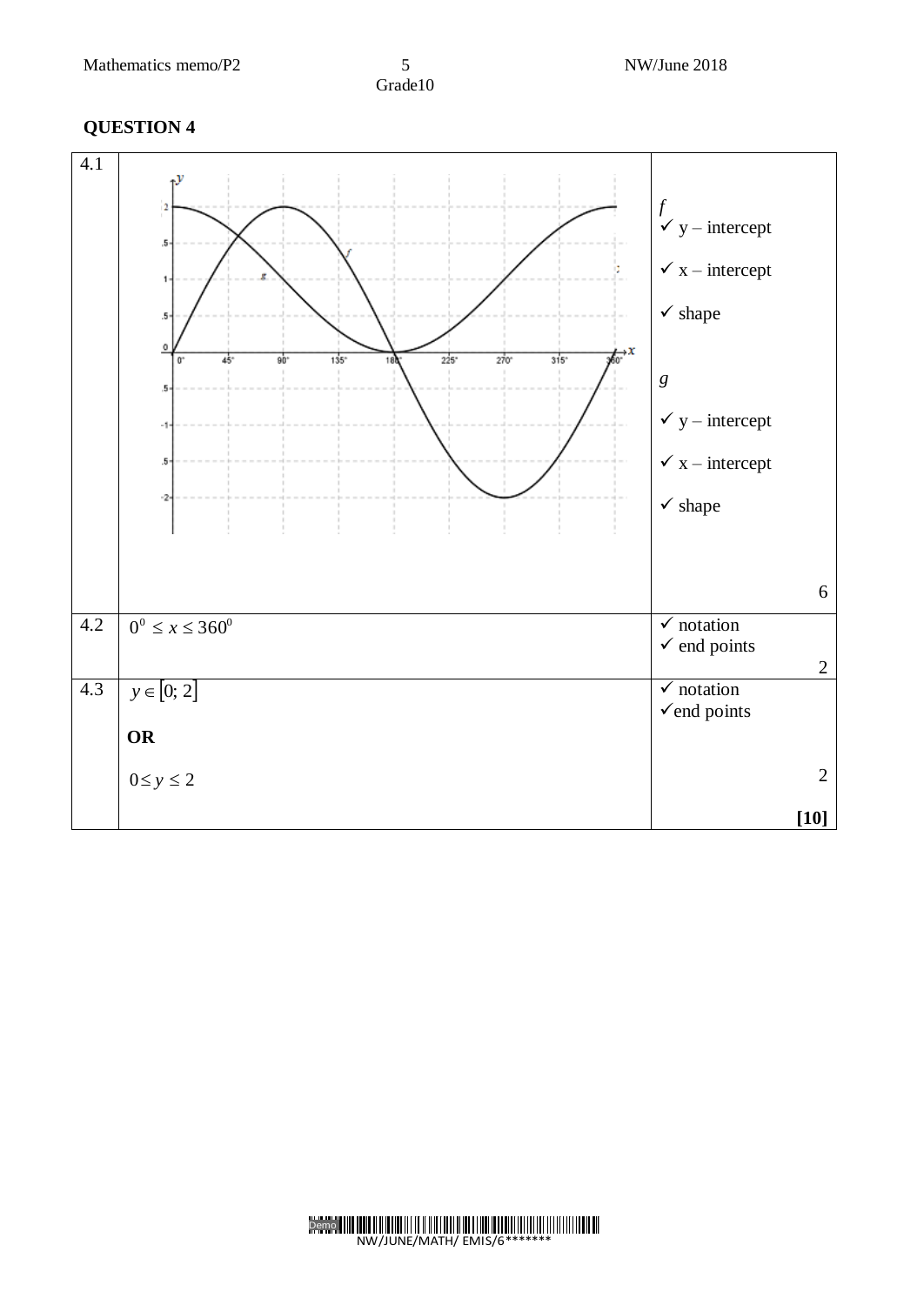## QUESTION 4

| | | |
|---|---|---|
| 4.1 | | *f*<br>✓ y – intercept<br>✓ x – intercept<br>✓ shape<br><br>*g*<br>✓ y – intercept<br>✓ x – intercept<br>✓ shape<br><br>6 |
| 4.2 | $0^0 \leq x \leq 360^0$ | ✓ notation<br>✓ end points<br>2 |
| 4.3 | $y \in [0; 2]$<br><br>**OR**<br><br>$0 \leq y \leq 2$ | ✓ notation<br>✓end points<br><br>2<br><br>**[10]** |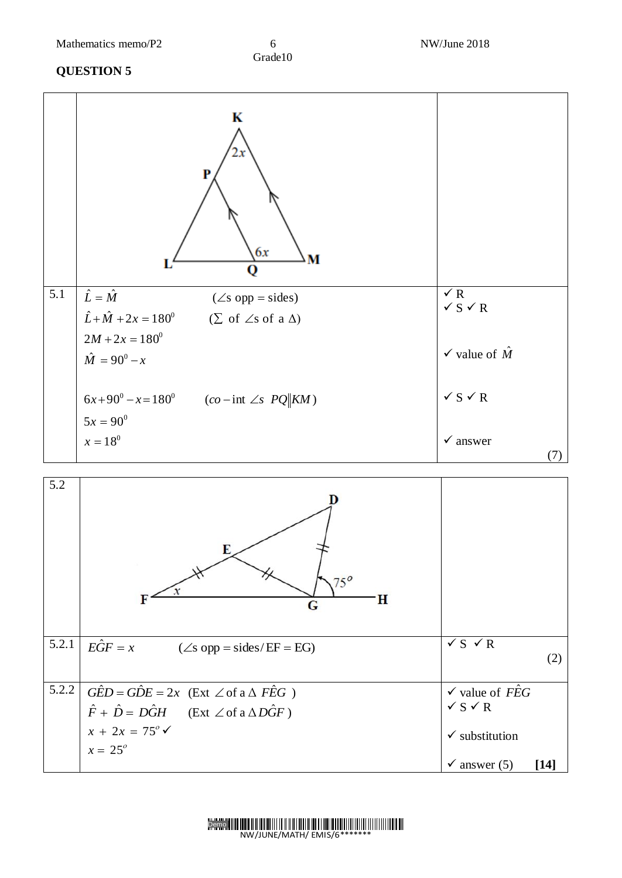## QUESTION 5

| | | |
|---|---|---|
| 5.1 | $\hat{L} = \hat{M}$ ($\angle$s opp = sides) | ✓ R |
| | $\hat{L} + \hat{M} + 2x = 180^0$ ($\sum$ of $\angle$s of a $\Delta$) | ✓ S ✓ R |
| | $2M + 2x = 180^0$ | |
| | $\hat{M} = 90^0 - x$ | ✓ value of $\hat{M}$ |
| | $6x + 90^0 - x = 180^0$ ($co-\text{int } \angle s\ PQ \parallel KM$) | ✓ S ✓ R |
| | $5x = 90^0$ | |
| | $x = 18^0$ | ✓ answer (7) |
| 5.2.1 | $E\hat{G}F = x$ ($\angle$s opp = sides/ EF = EG) | ✓ S ✓ R (2) |
| 5.2.2 | $G\hat{E}D = G\hat{D}E = 2x$ (Ext $\angle$ of a $\Delta$ $F\hat{E}G$ ) | ✓ value of $F\hat{E}G$ |
| | $\hat{F} + \hat{D} = D\hat{G}H$ (Ext $\angle$ of a $\Delta\, D\hat{G}F$ ) | ✓ S ✓ R |
| | $x + 2x = 75^o$ ✓ | ✓ substitution |
| | $x = 25^o$ | ✓ answer (5) **[14]** |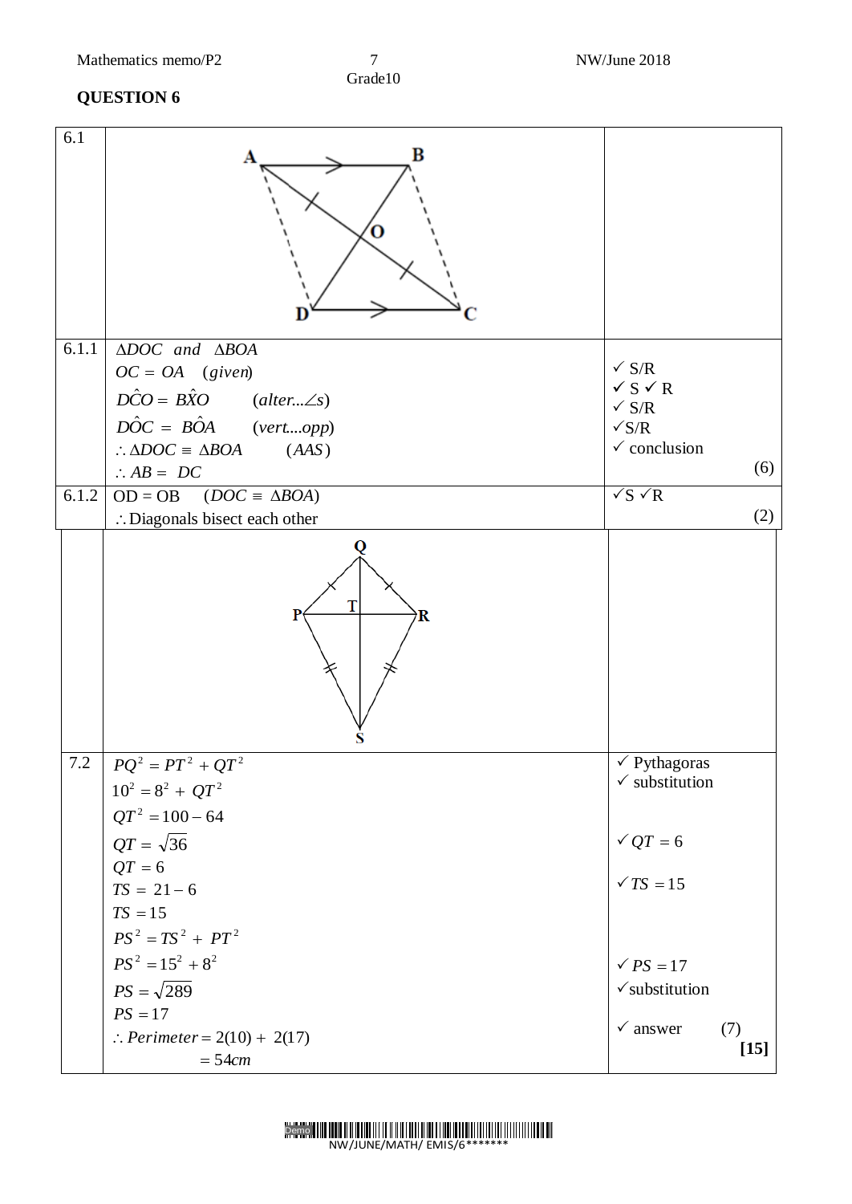## QUESTION 6

| | | |
|---|---|---|
| 6.1 | A B O D C (diagram) | |
| 6.1.1 | $\Delta DOC$ and $\Delta BOA$<br>$OC = OA$ (given)<br>$D\hat{C}O = B\hat{X}O$ (alter...∠s)<br>$D\hat{O}C = B\hat{O}A$ (vert....opp)<br>$\therefore \Delta DOC \equiv \Delta BOA$ (AAS)<br>$\therefore AB = DC$ | ✓ S/R<br>✓ S ✓ R<br>✓ S/R<br>✓S/R<br>✓ conclusion<br>(6) |
| 6.1.2 | OD = OB ($DOC \equiv \Delta BOA$)<br>$\therefore$ Diagonals bisect each other | ✓S ✓R<br>(2) |
| | Q P T R S (diagram) | |
| 7.2 | $PQ^2 = PT^2 + QT^2$<br>$10^2 = 8^2 + QT^2$<br>$QT^2 = 100 - 64$<br>$QT = \sqrt{36}$<br>$QT = 6$<br>$TS = 21 - 6$<br>$TS = 15$<br>$PS^2 = TS^2 + PT^2$<br>$PS^2 = 15^2 + 8^2$<br>$PS = \sqrt{289}$<br>$PS = 17$<br>$\therefore Perimeter = 2(10) + 2(17)$<br>$= 54cm$ | ✓ Pythagoras<br>✓ substitution<br>✓ $QT = 6$<br>✓ $TS = 15$<br>✓ $PS = 17$<br>✓substitution<br>✓ answer (7)<br>**[15]** |